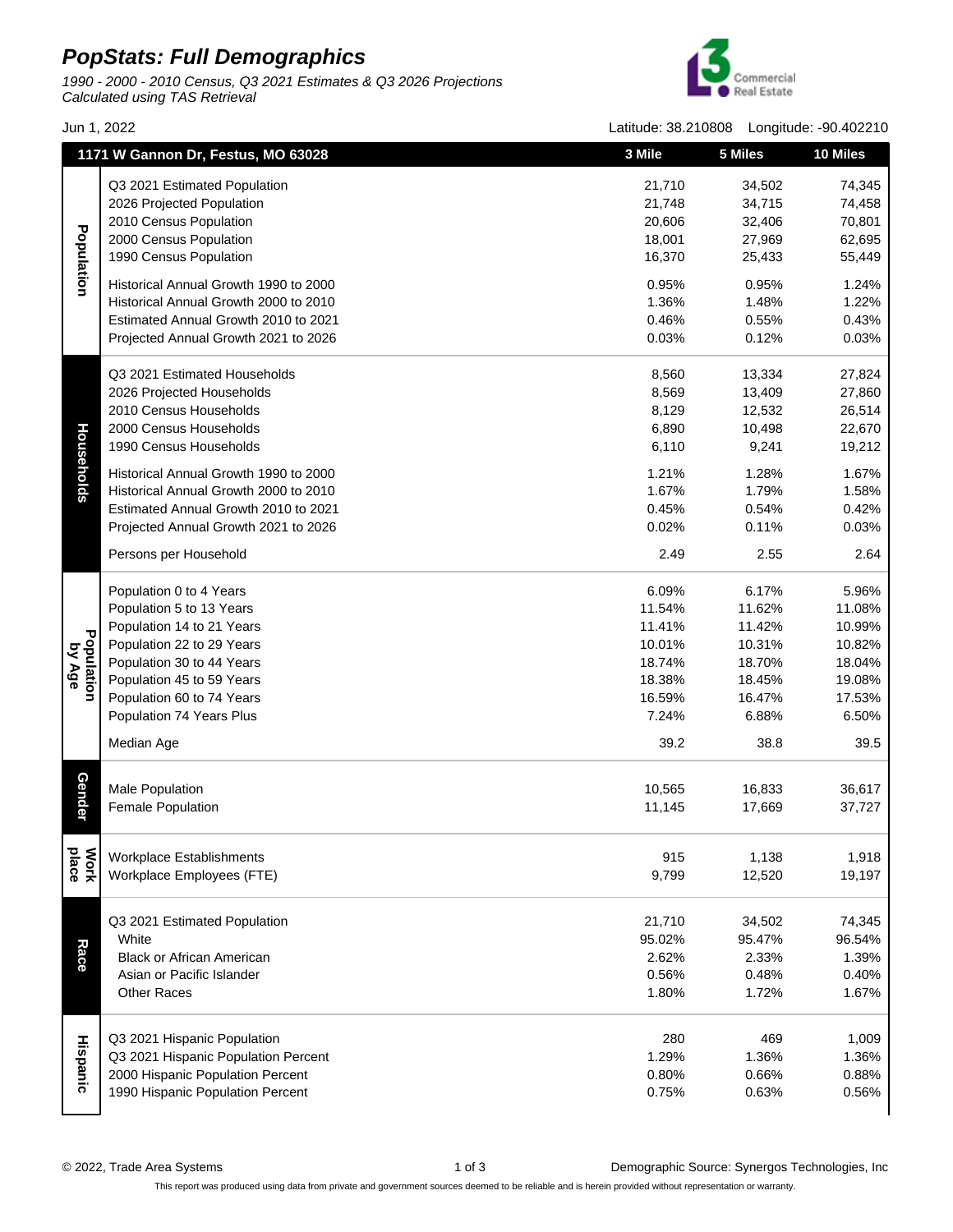# PopStats: Full Demographics

*1990 - 2000 - 2010 Census, Q3 2021 Estimates & Q3 2026 Projections*
*Calculated using TAS Retrieval*

Jun 1, 2022

Latitude: 38.210808 Longitude: -90.402210

| 1171 W Gannon Dr, Festus, MO 63028 | | 3 Mile | 5 Miles | 10 Miles |
|---|---|---|---|---|
| **Population** | Q3 2021 Estimated Population | 21,710 | 34,502 | 74,345 |
| | 2026 Projected Population | 21,748 | 34,715 | 74,458 |
| | 2010 Census Population | 20,606 | 32,406 | 70,801 |
| | 2000 Census Population | 18,001 | 27,969 | 62,695 |
| | 1990 Census Population | 16,370 | 25,433 | 55,449 |
| | Historical Annual Growth 1990 to 2000 | 0.95% | 0.95% | 1.24% |
| | Historical Annual Growth 2000 to 2010 | 1.36% | 1.48% | 1.22% |
| | Estimated Annual Growth 2010 to 2021 | 0.46% | 0.55% | 0.43% |
| | Projected Annual Growth 2021 to 2026 | 0.03% | 0.12% | 0.03% |
| **Households** | Q3 2021 Estimated Households | 8,560 | 13,334 | 27,824 |
| | 2026 Projected Households | 8,569 | 13,409 | 27,860 |
| | 2010 Census Households | 8,129 | 12,532 | 26,514 |
| | 2000 Census Households | 6,890 | 10,498 | 22,670 |
| | 1990 Census Households | 6,110 | 9,241 | 19,212 |
| | Historical Annual Growth 1990 to 2000 | 1.21% | 1.28% | 1.67% |
| | Historical Annual Growth 2000 to 2010 | 1.67% | 1.79% | 1.58% |
| | Estimated Annual Growth 2010 to 2021 | 0.45% | 0.54% | 0.42% |
| | Projected Annual Growth 2021 to 2026 | 0.02% | 0.11% | 0.03% |
| | Persons per Household | 2.49 | 2.55 | 2.64 |
| **Population by Age** | Population 0 to 4 Years | 6.09% | 6.17% | 5.96% |
| | Population 5 to 13 Years | 11.54% | 11.62% | 11.08% |
| | Population 14 to 21 Years | 11.41% | 11.42% | 10.99% |
| | Population 22 to 29 Years | 10.01% | 10.31% | 10.82% |
| | Population 30 to 44 Years | 18.74% | 18.70% | 18.04% |
| | Population 45 to 59 Years | 18.38% | 18.45% | 19.08% |
| | Population 60 to 74 Years | 16.59% | 16.47% | 17.53% |
| | Population 74 Years Plus | 7.24% | 6.88% | 6.50% |
| | Median Age | 39.2 | 38.8 | 39.5 |
| **Gender** | Male Population | 10,565 | 16,833 | 36,617 |
| | Female Population | 11,145 | 17,669 | 37,727 |
| **Work place** | Workplace Establishments | 915 | 1,138 | 1,918 |
| | Workplace Employees (FTE) | 9,799 | 12,520 | 19,197 |
| **Race** | Q3 2021 Estimated Population | 21,710 | 34,502 | 74,345 |
| | White | 95.02% | 95.47% | 96.54% |
| | Black or African American | 2.62% | 2.33% | 1.39% |
| | Asian or Pacific Islander | 0.56% | 0.48% | 0.40% |
| | Other Races | 1.80% | 1.72% | 1.67% |
| **Hispanic** | Q3 2021 Hispanic Population | 280 | 469 | 1,009 |
| | Q3 2021 Hispanic Population Percent | 1.29% | 1.36% | 1.36% |
| | 2000 Hispanic Population Percent | 0.80% | 0.66% | 0.88% |
| | 1990 Hispanic Population Percent | 0.75% | 0.63% | 0.56% |

© 2022, Trade Area Systems

Demographic Source: Synergos Technologies, Inc

This report was produced using data from private and government sources deemed to be reliable and is herein provided without representation or warranty.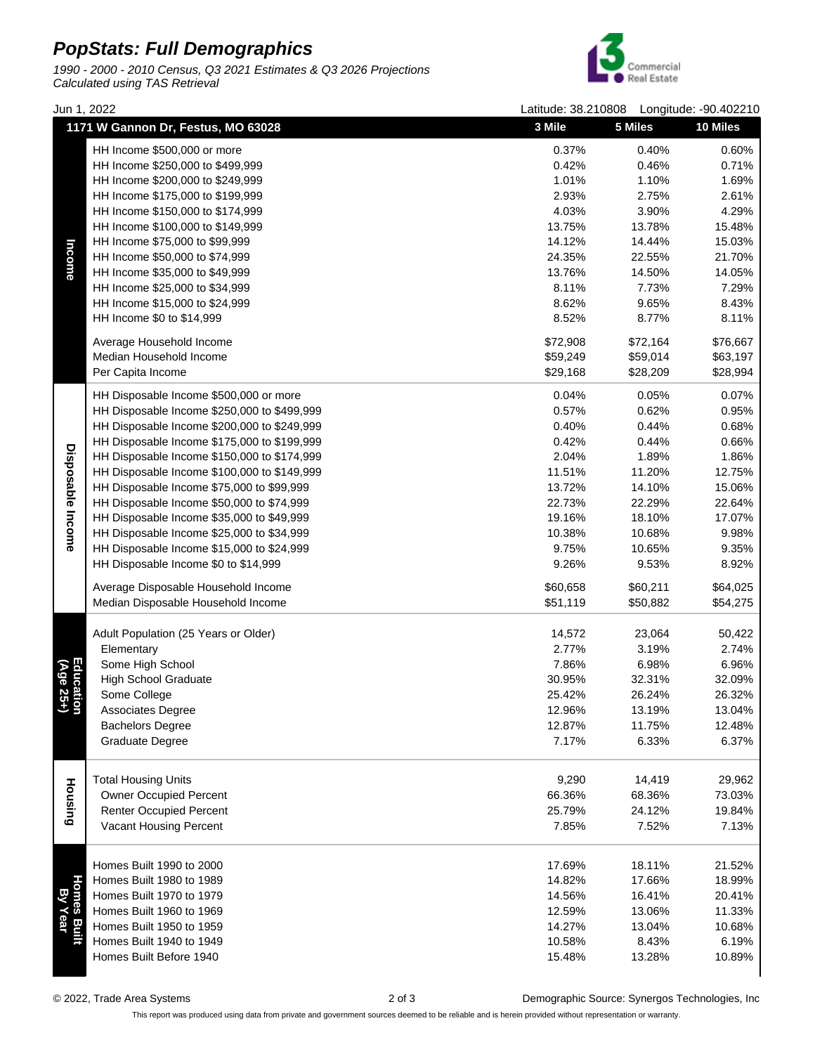# PopStats: Full Demographics

*1990 - 2000 - 2010 Census, Q3 2021 Estimates & Q3 2026 Projections*
*Calculated using TAS Retrieval*

Jun 1, 2022 — Latitude: 38.210808 Longitude: -90.402210

| Category | 1171 W Gannon Dr, Festus, MO 63028 | 3 Mile | 5 Miles | 10 Miles |
|---|---|---|---|---|
| Income | HH Income $500,000 or more | 0.37% | 0.40% | 0.60% |
| | HH Income $250,000 to $499,999 | 0.42% | 0.46% | 0.71% |
| | HH Income $200,000 to $249,999 | 1.01% | 1.10% | 1.69% |
| | HH Income $175,000 to $199,999 | 2.93% | 2.75% | 2.61% |
| | HH Income $150,000 to $174,999 | 4.03% | 3.90% | 4.29% |
| | HH Income $100,000 to $149,999 | 13.75% | 13.78% | 15.48% |
| | HH Income $75,000 to $99,999 | 14.12% | 14.44% | 15.03% |
| | HH Income $50,000 to $74,999 | 24.35% | 22.55% | 21.70% |
| | HH Income $35,000 to $49,999 | 13.76% | 14.50% | 14.05% |
| | HH Income $25,000 to $34,999 | 8.11% | 7.73% | 7.29% |
| | HH Income $15,000 to $24,999 | 8.62% | 9.65% | 8.43% |
| | HH Income $0 to $14,999 | 8.52% | 8.77% | 8.11% |
| | Average Household Income | $72,908 | $72,164 | $76,667 |
| | Median Household Income | $59,249 | $59,014 | $63,197 |
| | Per Capita Income | $29,168 | $28,209 | $28,994 |
| Disposable Income | HH Disposable Income $500,000 or more | 0.04% | 0.05% | 0.07% |
| | HH Disposable Income $250,000 to $499,999 | 0.57% | 0.62% | 0.95% |
| | HH Disposable Income $200,000 to $249,999 | 0.40% | 0.44% | 0.68% |
| | HH Disposable Income $175,000 to $199,999 | 0.42% | 0.44% | 0.66% |
| | HH Disposable Income $150,000 to $174,999 | 2.04% | 1.89% | 1.86% |
| | HH Disposable Income $100,000 to $149,999 | 11.51% | 11.20% | 12.75% |
| | HH Disposable Income $75,000 to $99,999 | 13.72% | 14.10% | 15.06% |
| | HH Disposable Income $50,000 to $74,999 | 22.73% | 22.29% | 22.64% |
| | HH Disposable Income $35,000 to $49,999 | 19.16% | 18.10% | 17.07% |
| | HH Disposable Income $25,000 to $34,999 | 10.38% | 10.68% | 9.98% |
| | HH Disposable Income $15,000 to $24,999 | 9.75% | 10.65% | 9.35% |
| | HH Disposable Income $0 to $14,999 | 9.26% | 9.53% | 8.92% |
| | Average Disposable Household Income | $60,658 | $60,211 | $64,025 |
| | Median Disposable Household Income | $51,119 | $50,882 | $54,275 |
| Education (Age 25+) | Adult Population (25 Years or Older) | 14,572 | 23,064 | 50,422 |
| | Elementary | 2.77% | 3.19% | 2.74% |
| | Some High School | 7.86% | 6.98% | 6.96% |
| | High School Graduate | 30.95% | 32.31% | 32.09% |
| | Some College | 25.42% | 26.24% | 26.32% |
| | Associates Degree | 12.96% | 13.19% | 13.04% |
| | Bachelors Degree | 12.87% | 11.75% | 12.48% |
| | Graduate Degree | 7.17% | 6.33% | 6.37% |
| Housing | Total Housing Units | 9,290 | 14,419 | 29,962 |
| | Owner Occupied Percent | 66.36% | 68.36% | 73.03% |
| | Renter Occupied Percent | 25.79% | 24.12% | 19.84% |
| | Vacant Housing Percent | 7.85% | 7.52% | 7.13% |
| Homes Built By Year | Homes Built 1990 to 2000 | 17.69% | 18.11% | 21.52% |
| | Homes Built 1980 to 1989 | 14.82% | 17.66% | 18.99% |
| | Homes Built 1970 to 1979 | 14.56% | 16.41% | 20.41% |
| | Homes Built 1960 to 1969 | 12.59% | 13.06% | 11.33% |
| | Homes Built 1950 to 1959 | 14.27% | 13.04% | 10.68% |
| | Homes Built 1940 to 1949 | 10.58% | 8.43% | 6.19% |
| | Homes Built Before 1940 | 15.48% | 13.28% | 10.89% |

© 2022, Trade Area Systems — Demographic Source: Synergos Technologies, Inc

This report was produced using data from private and government sources deemed to be reliable and is herein provided without representation or warranty.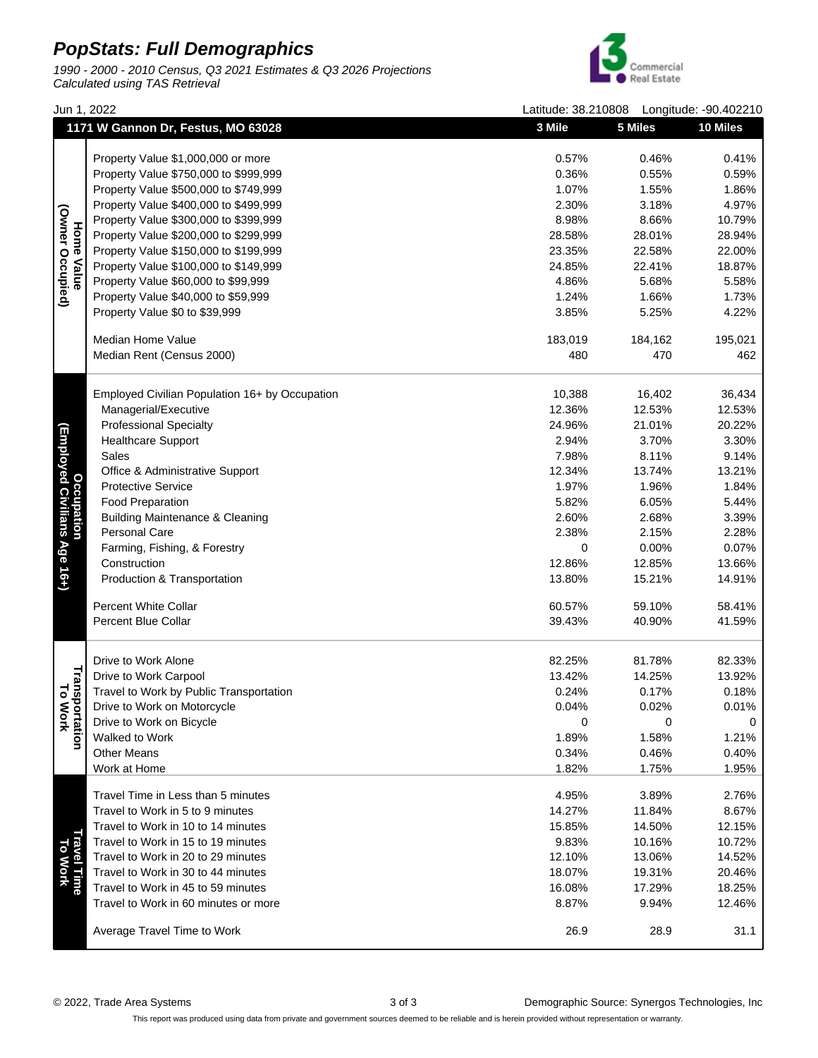# PopStats: Full Demographics

*1990 - 2000 - 2010 Census, Q3 2021 Estimates & Q3 2026 Projections*
*Calculated using TAS Retrieval*

Jun 1, 2022 Latitude: 38.210808 Longitude: -90.402210

| Section | 1171 W Gannon Dr, Festus, MO 63028 | 3 Mile | 5 Miles | 10 Miles |
|---|---|---|---|---|
| Home Value (Owner Occupied) | Property Value $1,000,000 or more | 0.57% | 0.46% | 0.41% |
| | Property Value $750,000 to $999,999 | 0.36% | 0.55% | 0.59% |
| | Property Value $500,000 to $749,999 | 1.07% | 1.55% | 1.86% |
| | Property Value $400,000 to $499,999 | 2.30% | 3.18% | 4.97% |
| | Property Value $300,000 to $399,999 | 8.98% | 8.66% | 10.79% |
| | Property Value $200,000 to $299,999 | 28.58% | 28.01% | 28.94% |
| | Property Value $150,000 to $199,999 | 23.35% | 22.58% | 22.00% |
| | Property Value $100,000 to $149,999 | 24.85% | 22.41% | 18.87% |
| | Property Value $60,000 to $99,999 | 4.86% | 5.68% | 5.58% |
| | Property Value $40,000 to $59,999 | 1.24% | 1.66% | 1.73% |
| | Property Value $0 to $39,999 | 3.85% | 5.25% | 4.22% |
| | Median Home Value | 183,019 | 184,162 | 195,021 |
| | Median Rent (Census 2000) | 480 | 470 | 462 |
| Occupation (Employed Civilians Age 16+) | Employed Civilian Population 16+ by Occupation | 10,388 | 16,402 | 36,434 |
| | Managerial/Executive | 12.36% | 12.53% | 12.53% |
| | Professional Specialty | 24.96% | 21.01% | 20.22% |
| | Healthcare Support | 2.94% | 3.70% | 3.30% |
| | Sales | 7.98% | 8.11% | 9.14% |
| | Office & Administrative Support | 12.34% | 13.74% | 13.21% |
| | Protective Service | 1.97% | 1.96% | 1.84% |
| | Food Preparation | 5.82% | 6.05% | 5.44% |
| | Building Maintenance & Cleaning | 2.60% | 2.68% | 3.39% |
| | Personal Care | 2.38% | 2.15% | 2.28% |
| | Farming, Fishing, & Forestry | 0 | 0.00% | 0.07% |
| | Construction | 12.86% | 12.85% | 13.66% |
| | Production & Transportation | 13.80% | 15.21% | 14.91% |
| | Percent White Collar | 60.57% | 59.10% | 58.41% |
| | Percent Blue Collar | 39.43% | 40.90% | 41.59% |
| Transportation To Work | Drive to Work Alone | 82.25% | 81.78% | 82.33% |
| | Drive to Work Carpool | 13.42% | 14.25% | 13.92% |
| | Travel to Work by Public Transportation | 0.24% | 0.17% | 0.18% |
| | Drive to Work on Motorcycle | 0.04% | 0.02% | 0.01% |
| | Drive to Work on Bicycle | 0 | 0 | 0 |
| | Walked to Work | 1.89% | 1.58% | 1.21% |
| | Other Means | 0.34% | 0.46% | 0.40% |
| | Work at Home | 1.82% | 1.75% | 1.95% |
| Travel Time To Work | Travel Time in Less than 5 minutes | 4.95% | 3.89% | 2.76% |
| | Travel to Work in 5 to 9 minutes | 14.27% | 11.84% | 8.67% |
| | Travel to Work in 10 to 14 minutes | 15.85% | 14.50% | 12.15% |
| | Travel to Work in 15 to 19 minutes | 9.83% | 10.16% | 10.72% |
| | Travel to Work in 20 to 29 minutes | 12.10% | 13.06% | 14.52% |
| | Travel to Work in 30 to 44 minutes | 18.07% | 19.31% | 20.46% |
| | Travel to Work in 45 to 59 minutes | 16.08% | 17.29% | 18.25% |
| | Travel to Work in 60 minutes or more | 8.87% | 9.94% | 12.46% |
| | Average Travel Time to Work | 26.9 | 28.9 | 31.1 |

© 2022, Trade Area Systems

Demographic Source: Synergos Technologies, Inc

This report was produced using data from private and government sources deemed to be reliable and is herein provided without representation or warranty.